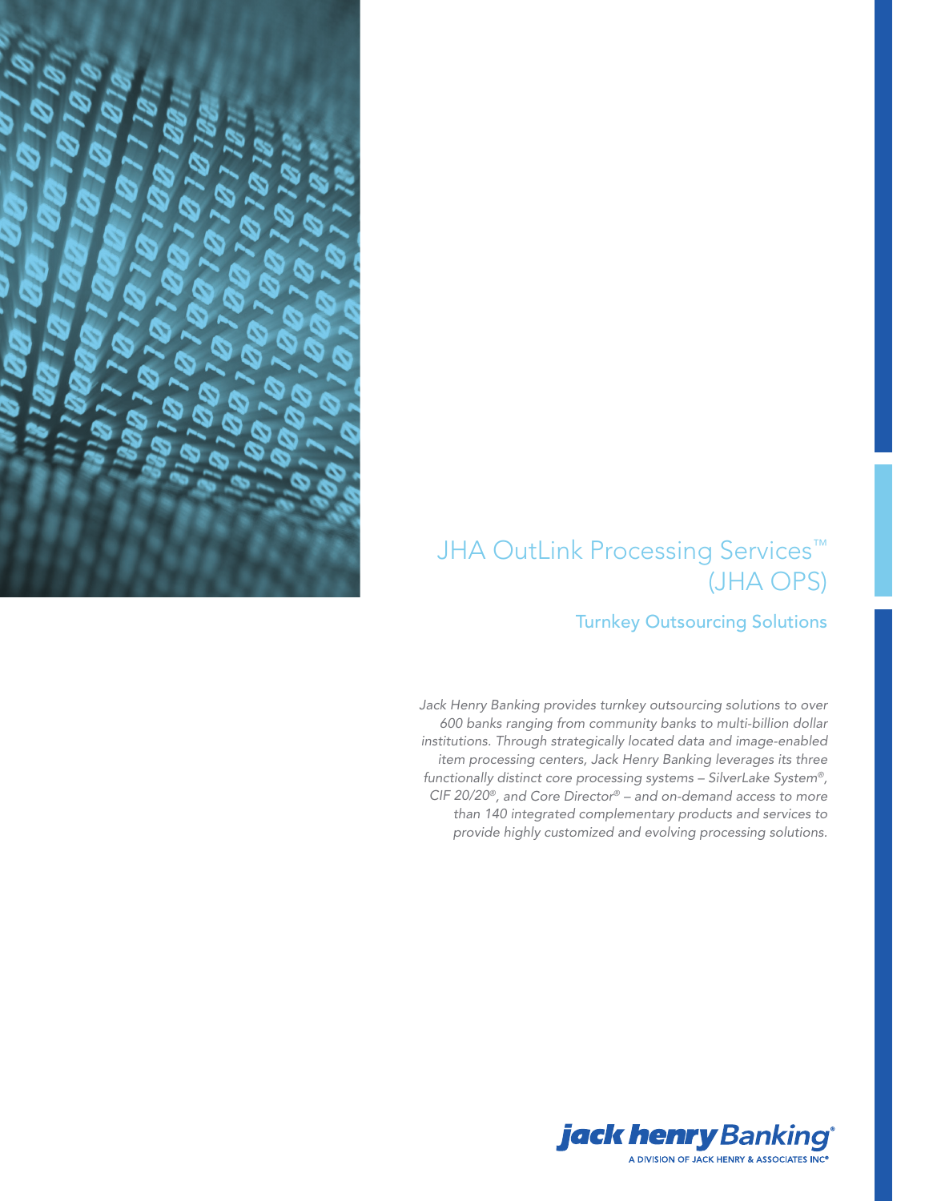# JHA OutLink Processing Services™ (JHA OPS)

## Turnkey Outsourcing Solutions

*Jack Henry Banking provides turnkey outsourcing solutions to over 600 banks ranging from community banks to multi-billion dollar institutions. Through strategically located data and image-enabled item processing centers, Jack Henry Banking leverages its three functionally distinct core processing systems – SilverLake System®, CIF 20/20®, and Core Director® – and on-demand access to more than 140 integrated complementary products and services to provide highly customized and evolving processing solutions.*

jack henry Banking®
A DIVISION OF JACK HENRY & ASSOCIATES INC®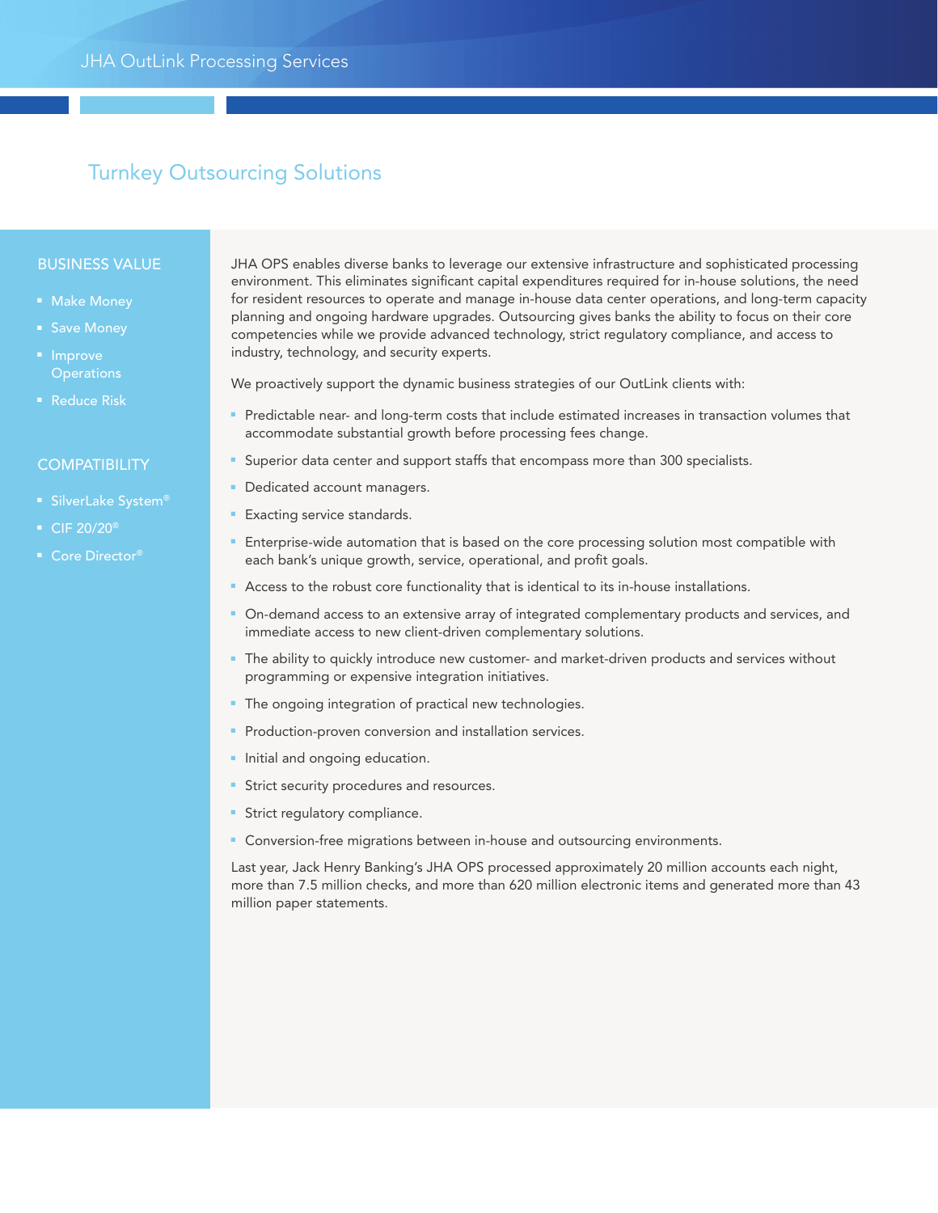# Turnkey Outsourcing Solutions

## BUSINESS VALUE

- Make Money
- Save Money
- Improve Operations
- Reduce Risk

## COMPATIBILITY

- SilverLake System®
- CIF 20/20®
- Core Director®

JHA OPS enables diverse banks to leverage our extensive infrastructure and sophisticated processing environment. This eliminates significant capital expenditures required for in-house solutions, the need for resident resources to operate and manage in-house data center operations, and long-term capacity planning and ongoing hardware upgrades. Outsourcing gives banks the ability to focus on their core competencies while we provide advanced technology, strict regulatory compliance, and access to industry, technology, and security experts.

We proactively support the dynamic business strategies of our OutLink clients with:

- Predictable near- and long-term costs that include estimated increases in transaction volumes that accommodate substantial growth before processing fees change.
- Superior data center and support staffs that encompass more than 300 specialists.
- Dedicated account managers.
- Exacting service standards.
- Enterprise-wide automation that is based on the core processing solution most compatible with each bank's unique growth, service, operational, and profit goals.
- Access to the robust core functionality that is identical to its in-house installations.
- On-demand access to an extensive array of integrated complementary products and services, and immediate access to new client-driven complementary solutions.
- The ability to quickly introduce new customer- and market-driven products and services without programming or expensive integration initiatives.
- The ongoing integration of practical new technologies.
- Production-proven conversion and installation services.
- Initial and ongoing education.
- Strict security procedures and resources.
- Strict regulatory compliance.
- Conversion-free migrations between in-house and outsourcing environments.

Last year, Jack Henry Banking's JHA OPS processed approximately 20 million accounts each night, more than 7.5 million checks, and more than 620 million electronic items and generated more than 43 million paper statements.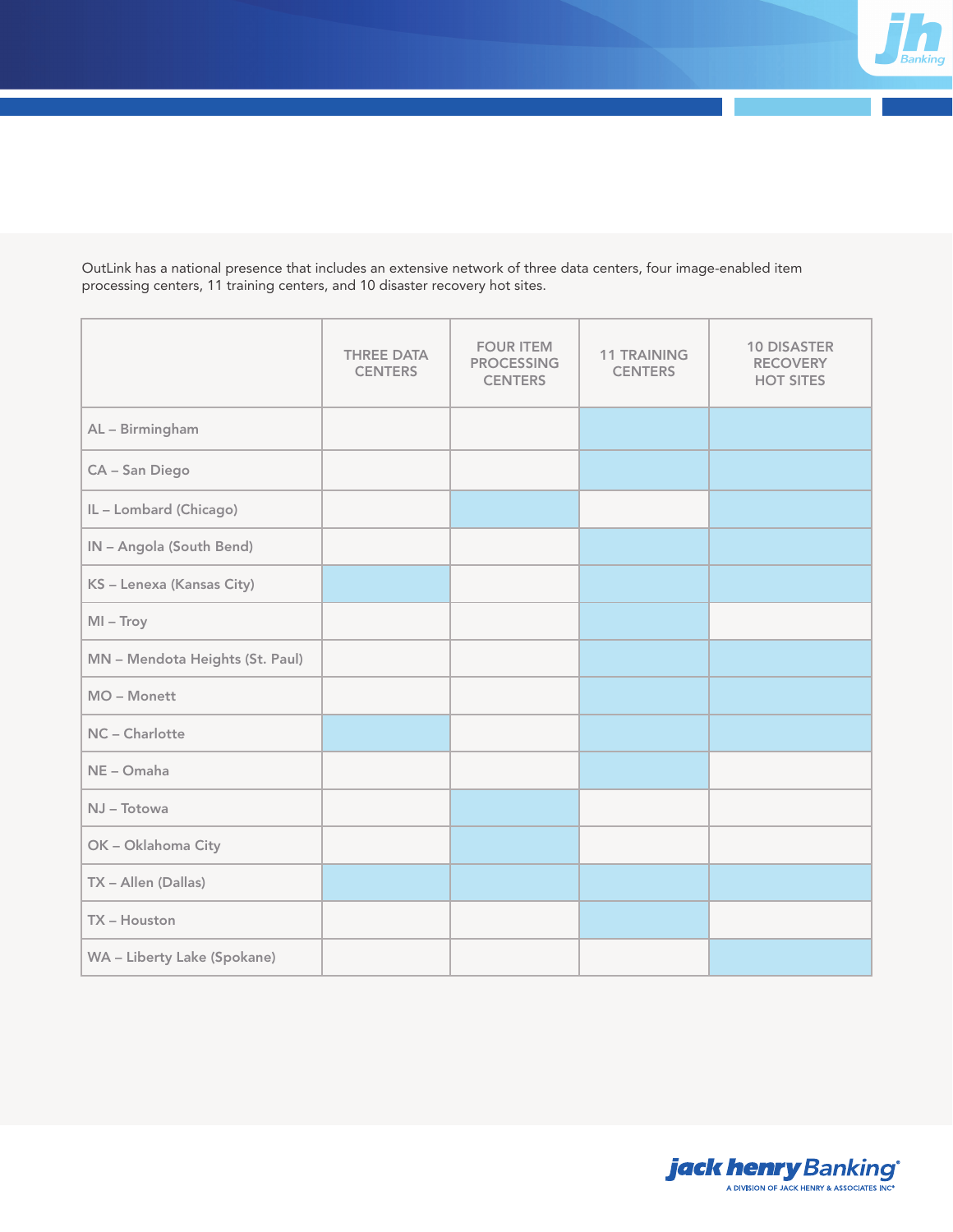OutLink has a national presence that includes an extensive network of three data centers, four image-enabled item processing centers, 11 training centers, and 10 disaster recovery hot sites.

| | THREE DATA CENTERS | FOUR ITEM PROCESSING CENTERS | 11 TRAINING CENTERS | 10 DISASTER RECOVERY HOT SITES |
|---|---|---|---|---|
| AL – Birmingham | | | ✓ | ✓ |
| CA – San Diego | | | ✓ | ✓ |
| IL – Lombard (Chicago) | | ✓ | | ✓ |
| IN – Angola (South Bend) | | | ✓ | ✓ |
| KS – Lenexa (Kansas City) | ✓ | | ✓ | ✓ |
| MI – Troy | | | ✓ | |
| MN – Mendota Heights (St. Paul) | | | ✓ | ✓ |
| MO – Monett | | | ✓ | ✓ |
| NC – Charlotte | ✓ | | ✓ | ✓ |
| NE – Omaha | | | ✓ | |
| NJ – Totowa | | ✓ | | |
| OK – Oklahoma City | | ✓ | | |
| TX – Allen (Dallas) | ✓ | ✓ | ✓ | ✓ |
| TX – Houston | | | ✓ | |
| WA – Liberty Lake (Spokane) | | | | ✓ |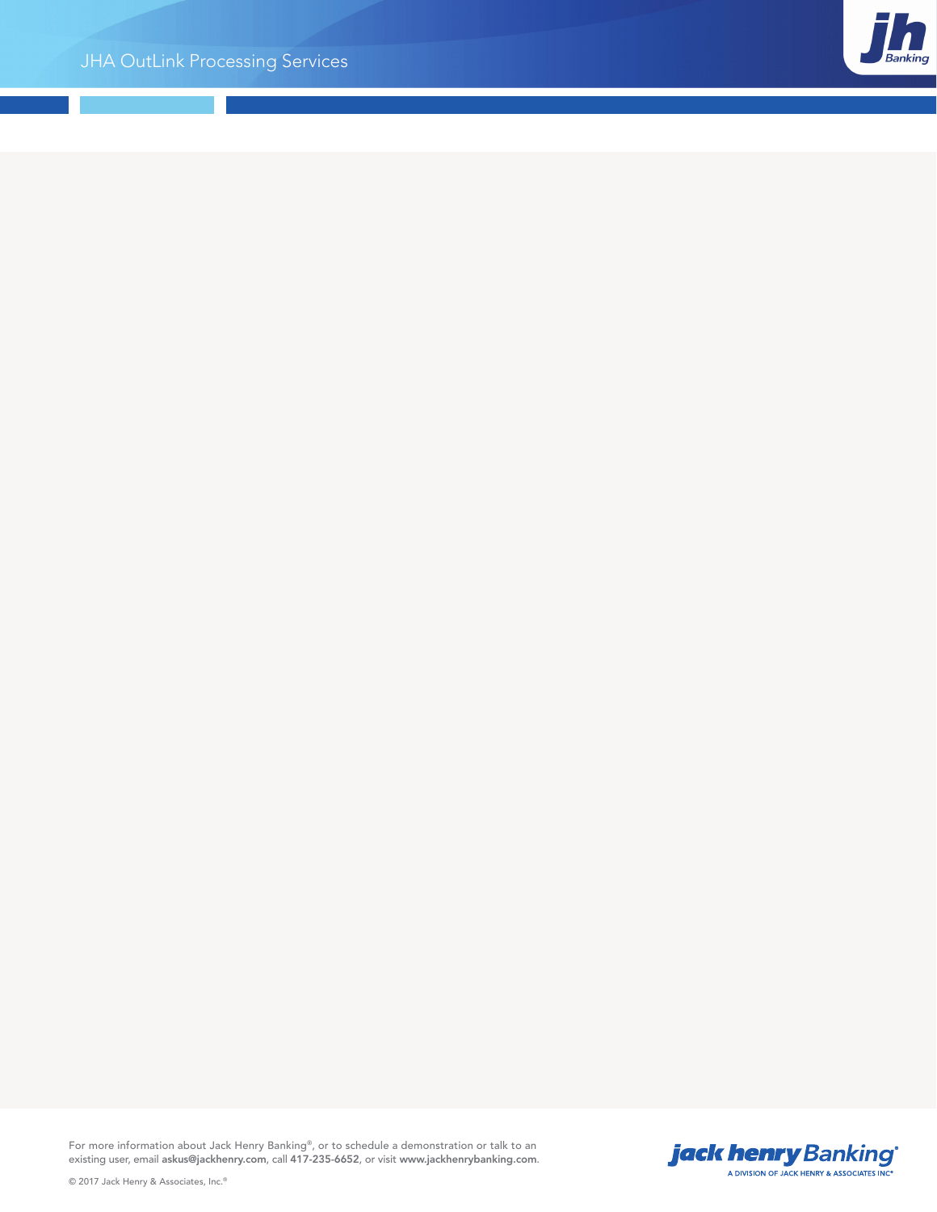For more information about Jack Henry Banking®, or to schedule a demonstration or talk to an existing user, email **askus@jackhenry.com**, call **417-235-6652**, or visit **www.jackhenrybanking.com**.

© 2017 Jack Henry & Associates, Inc.®